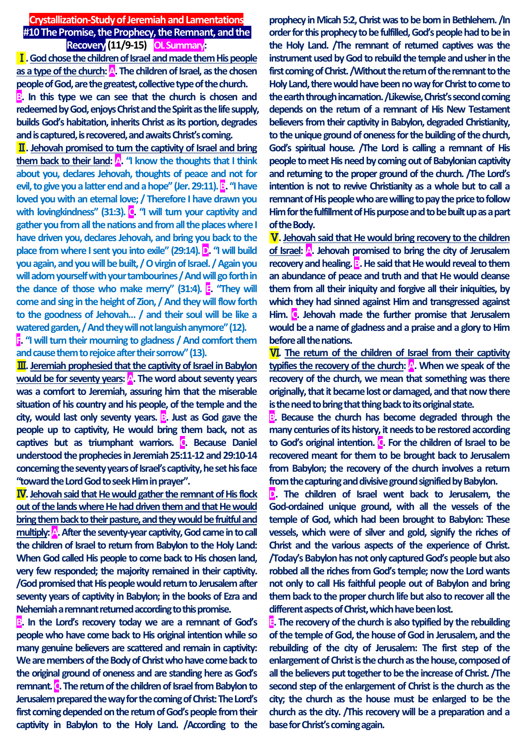# Crystallization-Study of Jeremiah and Lamentations

## #10 The Promise, the Prophecy, the Remnant, and the Recovery (11/9-15) OL Summary:

**Ⅰ. God chose the children of Israel and made them His people as a type of the church:** **A**. The children of Israel, as the chosen people of God, are the greatest, collective type of the church.

**B**. In this type we can see that the church is chosen and redeemed by God, enjoys Christ and the Spirit as the life supply, builds God's habitation, inherits Christ as its portion, degrades and is captured, is recovered, and awaits Christ's coming.

**Ⅱ. Jehovah promised to turn the captivity of Israel and bring them back to their land:** **A**. "I know the thoughts that I think about you, declares Jehovah, thoughts of peace and not for evil, to give you a latter end and a hope" (Jer. 29:11). **B**. "I have loved you with an eternal love; / Therefore I have drawn you with lovingkindness" (31:3). **C**. "I will turn your captivity and gather you from all the nations and from all the places where I have driven you, declares Jehovah, and bring you back to the place from where I sent you into exile" (29:14). **D**. "I will build you again, and you will be built, / O virgin of Israel. / Again you will adorn yourself with your tambourines / And will go forth in the dance of those who make merry" (31:4). **E**. "They will come and sing in the height of Zion, / And they will flow forth to the goodness of Jehovah… / and their soul will be like a watered garden, / And they will not languish anymore" (12).

**F**. "I will turn their mourning to gladness / And comfort them and cause them to rejoice after their sorrow" (13).

**Ⅲ. Jeremiah prophesied that the captivity of Israel in Babylon would be for seventy years:** **A**. The word about seventy years was a comfort to Jeremiah, assuring him that the miserable situation of his country and his people, of the temple and the city, would last only seventy years. **B**. Just as God gave the people up to captivity, He would bring them back, not as captives but as triumphant warriors. **C**. Because Daniel understood the prophecies in Jeremiah 25:11-12 and 29:10-14 concerning the seventy years of Israel's captivity, he set his face "toward the Lord God to seek Him in prayer".

**Ⅳ. Jehovah said that He would gather the remnant of His flock out of the lands where He had driven them and that He would bring them back to their pasture, and they would be fruitful and multiply:** **A**. After the seventy-year captivity, God came in to call the children of Israel to return from Babylon to the Holy Land: When God called His people to come back to His chosen land, very few responded; the majority remained in their captivity. /God promised that His people would return to Jerusalem after seventy years of captivity in Babylon; in the books of Ezra and Nehemiah a remnant returned according to this promise.

**B**. In the Lord's recovery today we are a remnant of God's people who have come back to His original intention while so many genuine believers are scattered and remain in captivity: We are members of the Body of Christ who have come back to the original ground of oneness and are standing here as God's remnant. **C**. The return of the children of Israel from Babylon to Jerusalem prepared the way for the coming of Christ: The Lord's first coming depended on the return of God's people from their captivity in Babylon to the Holy Land. /According to the prophecy in Micah 5:2, Christ was to be born in Bethlehem. /In order for this prophecy to be fulfilled, God's people had to be in the Holy Land. /The remnant of returned captives was the instrument used by God to rebuild the temple and usher in the first coming of Christ. /Without the return of the remnant to the Holy Land, there would have been no way for Christ to come to the earth through incarnation. /Likewise, Christ's second coming depends on the return of a remnant of His New Testament believers from their captivity in Babylon, degraded Christianity, to the unique ground of oneness for the building of the church, God's spiritual house. /The Lord is calling a remnant of His people to meet His need by coming out of Babylonian captivity and returning to the proper ground of the church. /The Lord's intention is not to revive Christianity as a whole but to call a remnant of His people who are willing to pay the price to follow Him for the fulfillment of His purpose and to be built up as a part of the Body.

**Ⅴ. Jehovah said that He would bring recovery to the children of Israel:** **A**. Jehovah promised to bring the city of Jerusalem recovery and healing. **B**. He said that He would reveal to them an abundance of peace and truth and that He would cleanse them from all their iniquity and forgive all their iniquities, by which they had sinned against Him and transgressed against Him. **C**. Jehovah made the further promise that Jerusalem would be a name of gladness and a praise and a glory to Him before all the nations.

**Ⅵ. The return of the children of Israel from their captivity typifies the recovery of the church:** **A**. When we speak of the recovery of the church, we mean that something was there originally, that it became lost or damaged, and that now there is the need to bring that thing back to its original state.

**B**. Because the church has become degraded through the many centuries of its history, it needs to be restored according to God's original intention. **C**. For the children of Israel to be recovered meant for them to be brought back to Jerusalem from Babylon; the recovery of the church involves a return from the capturing and divisive ground signified by Babylon.

**D**. The children of Israel went back to Jerusalem, the God-ordained unique ground, with all the vessels of the temple of God, which had been brought to Babylon: These vessels, which were of silver and gold, signify the riches of Christ and the various aspects of the experience of Christ. /Today's Babylon has not only captured God's people but also robbed all the riches from God's temple; now the Lord wants not only to call His faithful people out of Babylon and bring them back to the proper church life but also to recover all the different aspects of Christ, which have been lost.

**E**. The recovery of the church is also typified by the rebuilding of the temple of God, the house of God in Jerusalem, and the rebuilding of the city of Jerusalem: The first step of the enlargement of Christ is the church as the house, composed of all the believers put together to be the increase of Christ. /The second step of the enlargement of Christ is the church as the city; the church as the house must be enlarged to be the church as the city. /This recovery will be a preparation and a base for Christ's coming again.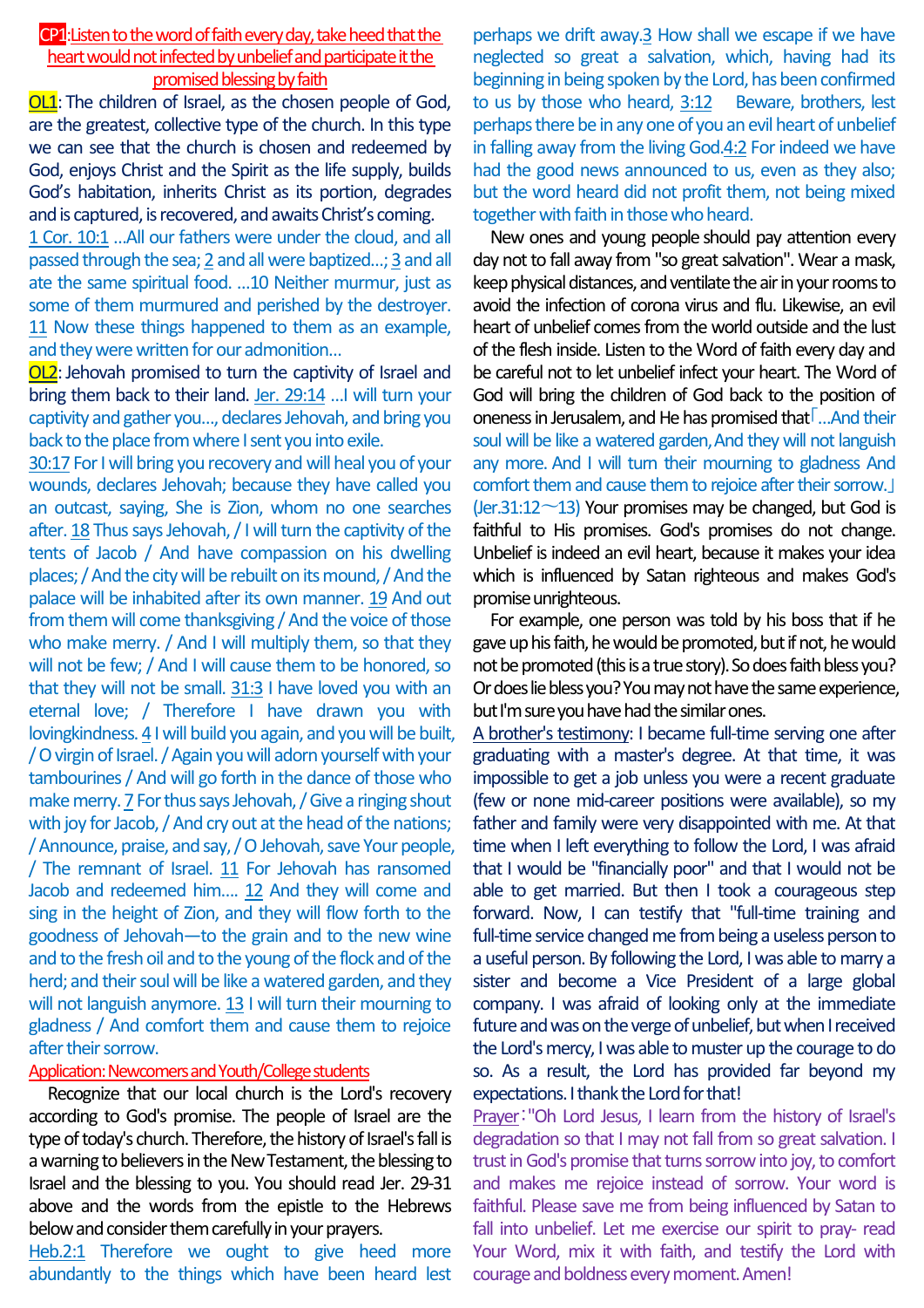## CP1: Listen to the word of faith every day, take heed that the heart would not infected by unbelief and participate it the promised blessing by faith

**OL1**: The children of Israel, as the chosen people of God, are the greatest, collective type of the church. In this type we can see that the church is chosen and redeemed by God, enjoys Christ and the Spirit as the life supply, builds God's habitation, inherits Christ as its portion, degrades and is captured, is recovered, and awaits Christ's coming.

1 Cor. 10:1 …All our fathers were under the cloud, and all passed through the sea; 2 and all were baptized…; 3 and all ate the same spiritual food. …10 Neither murmur, just as some of them murmured and perished by the destroyer. 11 Now these things happened to them as an example, and they were written for our admonition…

**OL2**: Jehovah promised to turn the captivity of Israel and bring them back to their land. Jer. 29:14 …I will turn your captivity and gather you…, declares Jehovah, and bring you back to the place from where I sent you into exile.

30:17 For I will bring you recovery and will heal you of your wounds, declares Jehovah; because they have called you an outcast, saying, She is Zion, whom no one searches after. 18 Thus says Jehovah, / I will turn the captivity of the tents of Jacob / And have compassion on his dwelling places; / And the city will be rebuilt on its mound, / And the palace will be inhabited after its own manner. 19 And out from them will come thanksgiving / And the voice of those who make merry. / And I will multiply them, so that they will not be few; / And I will cause them to be honored, so that they will not be small. 31:3 I have loved you with an eternal love; / Therefore I have drawn you with lovingkindness. 4 I will build you again, and you will be built, / O virgin of Israel. / Again you will adorn yourself with your tambourines / And will go forth in the dance of those who make merry. 7 For thus says Jehovah, / Give a ringing shout with joy for Jacob, / And cry out at the head of the nations; / Announce, praise, and say, / O Jehovah, save Your people, / The remnant of Israel. 11 For Jehovah has ransomed Jacob and redeemed him…. 12 And they will come and sing in the height of Zion, and they will flow forth to the goodness of Jehovah—to the grain and to the new wine and to the fresh oil and to the young of the flock and of the herd; and their soul will be like a watered garden, and they will not languish anymore. 13 I will turn their mourning to gladness / And comfort them and cause them to rejoice after their sorrow.

**Application: Newcomers and Youth/College students**

Recognize that our local church is the Lord's recovery according to God's promise. The people of Israel are the type of today's church. Therefore, the history of Israel's fall is a warning to believers in the New Testament, the blessing to Israel and the blessing to you. You should read Jer. 29-31 above and the words from the epistle to the Hebrews below and consider them carefully in your prayers.

Heb.2:1 Therefore we ought to give heed more abundantly to the things which have been heard lest perhaps we drift away.3 How shall we escape if we have neglected so great a salvation, which, having had its beginning in being spoken by the Lord, has been confirmed to us by those who heard, 3:12 Beware, brothers, lest perhaps there be in any one of you an evil heart of unbelief in falling away from the living God.4:2 For indeed we have had the good news announced to us, even as they also; but the word heard did not profit them, not being mixed together with faith in those who heard.

New ones and young people should pay attention every day not to fall away from "so great salvation". Wear a mask, keep physical distances, and ventilate the air in your rooms to avoid the infection of corona virus and flu. Likewise, an evil heart of unbelief comes from the world outside and the lust of the flesh inside. Listen to the Word of faith every day and be careful not to let unbelief infect your heart. The Word of God will bring the children of God back to the position of oneness in Jerusalem, and He has promised that「…And their soul will be like a watered garden, And they will not languish any more. And I will turn their mourning to gladness And comfort them and cause them to rejoice after their sorrow.」(Jer.31:12～13) Your promises may be changed, but God is faithful to His promises. God's promises do not change. Unbelief is indeed an evil heart, because it makes your idea which is influenced by Satan righteous and makes God's promise unrighteous.

For example, one person was told by his boss that if he gave up his faith, he would be promoted, but if not, he would not be promoted (this is a true story). So does faith bless you? Or does lie bless you? You may not have the same experience, but I'm sure you have had the similar ones.

A brother's testimony: I became full-time serving one after graduating with a master's degree. At that time, it was impossible to get a job unless you were a recent graduate (few or none mid-career positions were available), so my father and family were very disappointed with me. At that time when I left everything to follow the Lord, I was afraid that I would be "financially poor" and that I would not be able to get married. But then I took a courageous step forward. Now, I can testify that "full-time training and full-time service changed me from being a useless person to a useful person. By following the Lord, I was able to marry a sister and become a Vice President of a large global company. I was afraid of looking only at the immediate future and was on the verge of unbelief, but when I received the Lord's mercy, I was able to muster up the courage to do so. As a result, the Lord has provided far beyond my expectations. I thank the Lord for that!

Prayer: "Oh Lord Jesus, I learn from the history of Israel's degradation so that I may not fall from so great salvation. I trust in God's promise that turns sorrow into joy, to comfort and makes me rejoice instead of sorrow. Your word is faithful. Please save me from being influenced by Satan to fall into unbelief. Let me exercise our spirit to pray- read Your Word, mix it with faith, and testify the Lord with courage and boldness every moment. Amen!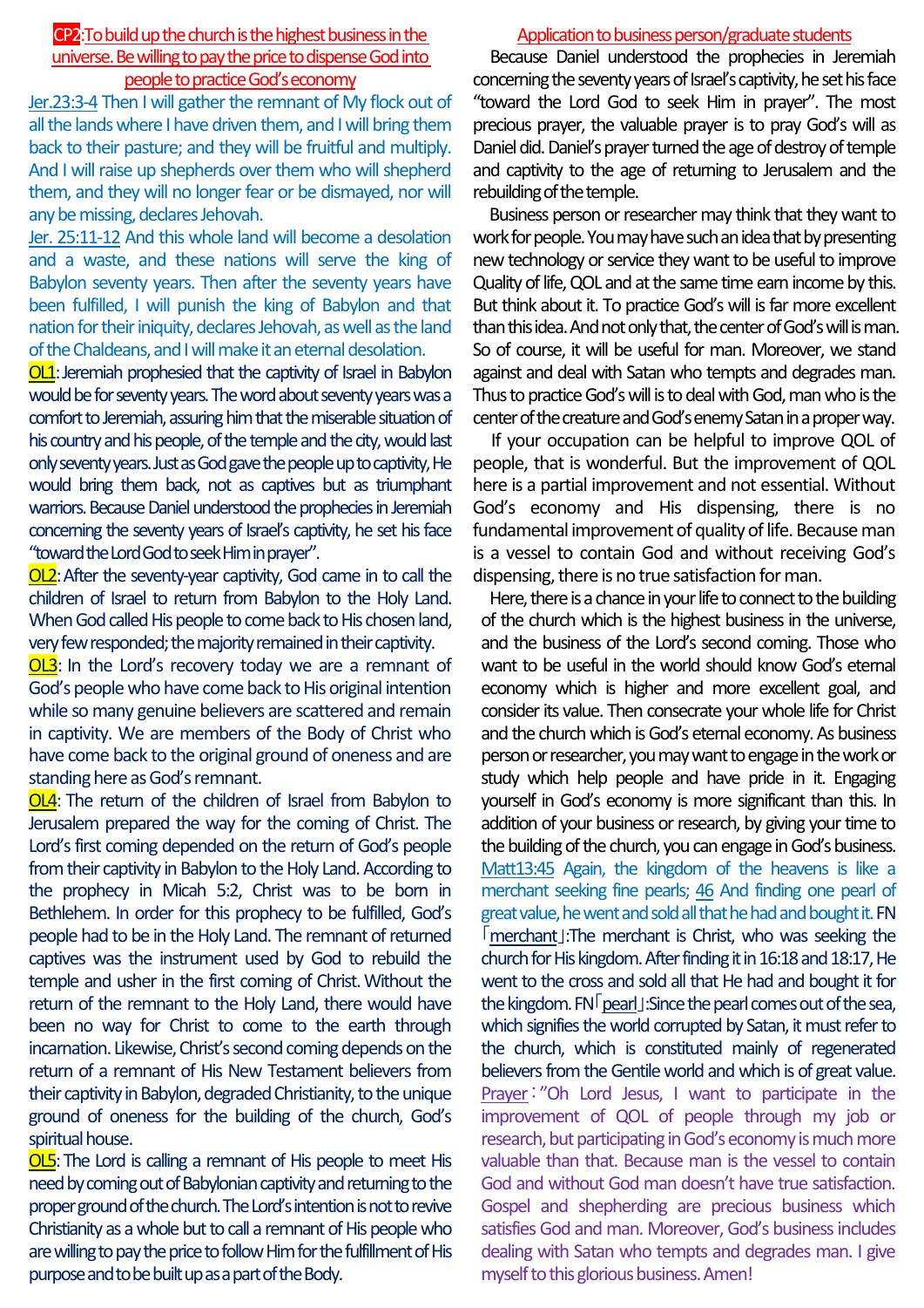**CP2**:To build up the church is the highest business in the universe. Be willing to pay the price to dispense God into people to practice God's economy

Jer.23:3-4 Then I will gather the remnant of My flock out of all the lands where I have driven them, and I will bring them back to their pasture; and they will be fruitful and multiply. And I will raise up shepherds over them who will shepherd them, and they will no longer fear or be dismayed, nor will any be missing, declares Jehovah.

Jer. 25:11-12 And this whole land will become a desolation and a waste, and these nations will serve the king of Babylon seventy years. Then after the seventy years have been fulfilled, I will punish the king of Babylon and that nation for their iniquity, declares Jehovah, as well as the land of the Chaldeans, and I will make it an eternal desolation.

**OL1**: Jeremiah prophesied that the captivity of Israel in Babylon would be for seventy years. The word about seventy years was a comfort to Jeremiah, assuring him that the miserable situation of his country and his people, of the temple and the city, would last only seventy years. Just as God gave the people up to captivity, He would bring them back, not as captives but as triumphant warriors. Because Daniel understood the prophecies in Jeremiah concerning the seventy years of Israel's captivity, he set his face "toward the Lord God to seek Him in prayer".

**OL2**: After the seventy-year captivity, God came in to call the children of Israel to return from Babylon to the Holy Land. When God called His people to come back to His chosen land, very few responded; the majority remained in their captivity.

**OL3**: In the Lord's recovery today we are a remnant of God's people who have come back to His original intention while so many genuine believers are scattered and remain in captivity. We are members of the Body of Christ who have come back to the original ground of oneness and are standing here as God's remnant.

**OL4**: The return of the children of Israel from Babylon to Jerusalem prepared the way for the coming of Christ. The Lord's first coming depended on the return of God's people from their captivity in Babylon to the Holy Land. According to the prophecy in Micah 5:2, Christ was to be born in Bethlehem. In order for this prophecy to be fulfilled, God's people had to be in the Holy Land. The remnant of returned captives was the instrument used by God to rebuild the temple and usher in the first coming of Christ. Without the return of the remnant to the Holy Land, there would have been no way for Christ to come to the earth through incarnation. Likewise, Christ's second coming depends on the return of a remnant of His New Testament believers from their captivity in Babylon, degraded Christianity, to the unique ground of oneness for the building of the church, God's spiritual house.

**OL5**: The Lord is calling a remnant of His people to meet His need by coming out of Babylonian captivity and returning to the proper ground of the church. The Lord's intention is not to revive Christianity as a whole but to call a remnant of His people who are willing to pay the price to follow Him for the fulfillment of His purpose and to be built up as a part of the Body.

## Application to business person/graduate students

Because Daniel understood the prophecies in Jeremiah concerning the seventy years of Israel's captivity, he set his face "toward the Lord God to seek Him in prayer". The most precious prayer, the valuable prayer is to pray God's will as Daniel did. Daniel's prayer turned the age of destroy of temple and captivity to the age of returning to Jerusalem and the rebuilding of the temple.

Business person or researcher may think that they want to work for people. You may have such an idea that by presenting new technology or service they want to be useful to improve Quality of life, QOL and at the same time earn income by this. But think about it. To practice God's will is far more excellent than this idea. And not only that, the center of God's will is man. So of course, it will be useful for man. Moreover, we stand against and deal with Satan who tempts and degrades man. Thus to practice God's will is to deal with God, man who is the center of the creature and God's enemy Satan in a proper way.

If your occupation can be helpful to improve QOL of people, that is wonderful. But the improvement of QOL here is a partial improvement and not essential. Without God's economy and His dispensing, there is no fundamental improvement of quality of life. Because man is a vessel to contain God and without receiving God's dispensing, there is no true satisfaction for man.

Here, there is a chance in your life to connect to the building of the church which is the highest business in the universe, and the business of the Lord's second coming. Those who want to be useful in the world should know God's eternal economy which is higher and more excellent goal, and consider its value. Then consecrate your whole life for Christ and the church which is God's eternal economy. As business person or researcher, you may want to engage in the work or study which help people and have pride in it. Engaging yourself in God's economy is more significant than this. In addition of your business or research, by giving your time to the building of the church, you can engage in God's business.

Matt13:45 Again, the kingdom of the heavens is like a merchant seeking fine pearls; 46 And finding one pearl of great value, he went and sold all that he had and bought it. FN「merchant」:The merchant is Christ, who was seeking the church for His kingdom. After finding it in 16:18 and 18:17, He went to the cross and sold all that He had and bought it for the kingdom. FN「pearl」:Since the pearl comes out of the sea, which signifies the world corrupted by Satan, it must refer to the church, which is constituted mainly of regenerated believers from the Gentile world and which is of great value.

Prayer："Oh Lord Jesus, I want to participate in the improvement of QOL of people through my job or research, but participating in God's economy is much more valuable than that. Because man is the vessel to contain God and without God man doesn't have true satisfaction. Gospel and shepherding are precious business which satisfies God and man. Moreover, God's business includes dealing with Satan who tempts and degrades man. I give myself to this glorious business. Amen!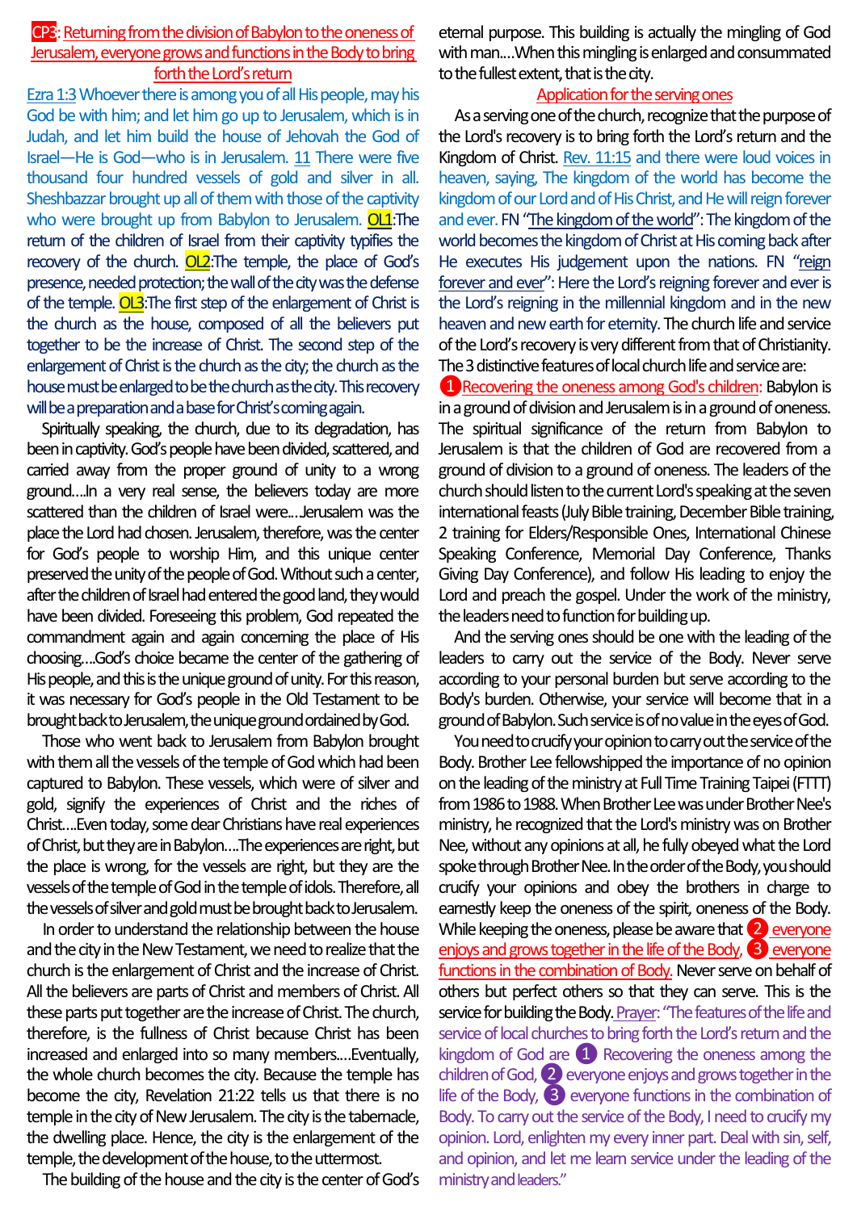**CP3: Returning from the division of Babylon to the oneness of Jerusalem, everyone grows and functions in the Body to bring forth the Lord's return**

Ezra 1:3 Whoever there is among you of all His people, may his God be with him; and let him go up to Jerusalem, which is in Judah, and let him build the house of Jehovah the God of Israel—He is God—who is in Jerusalem. 11 There were five thousand four hundred vessels of gold and silver in all. Sheshbazzar brought up all of them with those of the captivity who were brought up from Babylon to Jerusalem. OL1:The return of the children of Israel from their captivity typifies the recovery of the church. OL2:The temple, the place of God's presence, needed protection; the wall of the city was the defense of the temple. OL3:The first step of the enlargement of Christ is the church as the house, composed of all the believers put together to be the increase of Christ. The second step of the enlargement of Christ is the church as the city; the church as the house must be enlarged to be the church as the city. This recovery will be a preparation and a base for Christ's coming again.

Spiritually speaking, the church, due to its degradation, has been in captivity. God's people have been divided, scattered, and carried away from the proper ground of unity to a wrong ground....In a very real sense, the believers today are more scattered than the children of Israel were....Jerusalem was the place the Lord had chosen. Jerusalem, therefore, was the center for God's people to worship Him, and this unique center preserved the unity of the people of God. Without such a center, after the children of Israel had entered the good land, they would have been divided. Foreseeing this problem, God repeated the commandment again and again concerning the place of His choosing....God's choice became the center of the gathering of His people, and this is the unique ground of unity. For this reason, it was necessary for God's people in the Old Testament to be brought back to Jerusalem, the unique ground ordained by God.

Those who went back to Jerusalem from Babylon brought with them all the vessels of the temple of God which had been captured to Babylon. These vessels, which were of silver and gold, signify the experiences of Christ and the riches of Christ....Even today, some dear Christians have real experiences of Christ, but they are in Babylon....The experiences are right, but the place is wrong, for the vessels are right, but they are the vessels of the temple of God in the temple of idols. Therefore, all the vessels of silver and gold must be brought back to Jerusalem.

In order to understand the relationship between the house and the city in the New Testament, we need to realize that the church is the enlargement of Christ and the increase of Christ. All the believers are parts of Christ and members of Christ. All these parts put together are the increase of Christ. The church, therefore, is the fullness of Christ because Christ has been increased and enlarged into so many members....Eventually, the whole church becomes the city. Because the temple has become the city, Revelation 21:22 tells us that there is no temple in the city of New Jerusalem. The city is the tabernacle, the dwelling place. Hence, the city is the enlargement of the temple, the development of the house, to the uttermost.

The building of the house and the city is the center of God's eternal purpose. This building is actually the mingling of God with man....When this mingling is enlarged and consummated to the fullest extent, that is the city.

**Application for the serving ones**

As a serving one of the church, recognize that the purpose of the Lord's recovery is to bring forth the Lord's return and the Kingdom of Christ. Rev. 11:15 and there were loud voices in heaven, saying, The kingdom of the world has become the kingdom of our Lord and of His Christ, and He will reign forever and ever. FN "The kingdom of the world": The kingdom of the world becomes the kingdom of Christ at His coming back after He executes His judgement upon the nations. FN "reign forever and ever": Here the Lord's reigning forever and ever is the Lord's reigning in the millennial kingdom and in the new heaven and new earth for eternity. The church life and service of the Lord's recovery is very different from that of Christianity. The 3 distinctive features of local church life and service are:

❶Recovering the oneness among God's children: Babylon is in a ground of division and Jerusalem is in a ground of oneness. The spiritual significance of the return from Babylon to Jerusalem is that the children of God are recovered from a ground of division to a ground of oneness. The leaders of the church should listen to the current Lord's speaking at the seven international feasts (July Bible training, December Bible training, 2 training for Elders/Responsible Ones, International Chinese Speaking Conference, Memorial Day Conference, Thanks Giving Day Conference), and follow His leading to enjoy the Lord and preach the gospel. Under the work of the ministry, the leaders need to function for building up.

And the serving ones should be one with the leading of the leaders to carry out the service of the Body. Never serve according to your personal burden but serve according to the Body's burden. Otherwise, your service will become that in a ground of Babylon. Such service is of no value in the eyes of God.

You need to crucify your opinion to carry out the service of the Body. Brother Lee fellowshipped the importance of no opinion on the leading of the ministry at Full Time Training Taipei (FTTT) from 1986 to 1988. When Brother Lee was under Brother Nee's ministry, he recognized that the Lord's ministry was on Brother Nee, without any opinions at all, he fully obeyed what the Lord spoke through Brother Nee. In the order of the Body, you should crucify your opinions and obey the brothers in charge to earnestly keep the oneness of the spirit, oneness of the Body. While keeping the oneness, please be aware that ❷ everyone enjoys and grows together in the life of the Body, ❸ everyone functions in the combination of Body. Never serve on behalf of others but perfect others so that they can serve. This is the service for building the Body. Prayer: "The features of the life and service of local churches to bring forth the Lord's return and the kingdom of God are ❶ Recovering the oneness among the children of God, ❷ everyone enjoys and grows together in the life of the Body, ❸ everyone functions in the combination of Body. To carry out the service of the Body, I need to crucify my opinion. Lord, enlighten my every inner part. Deal with sin, self, and opinion, and let me learn service under the leading of the ministry and leaders."